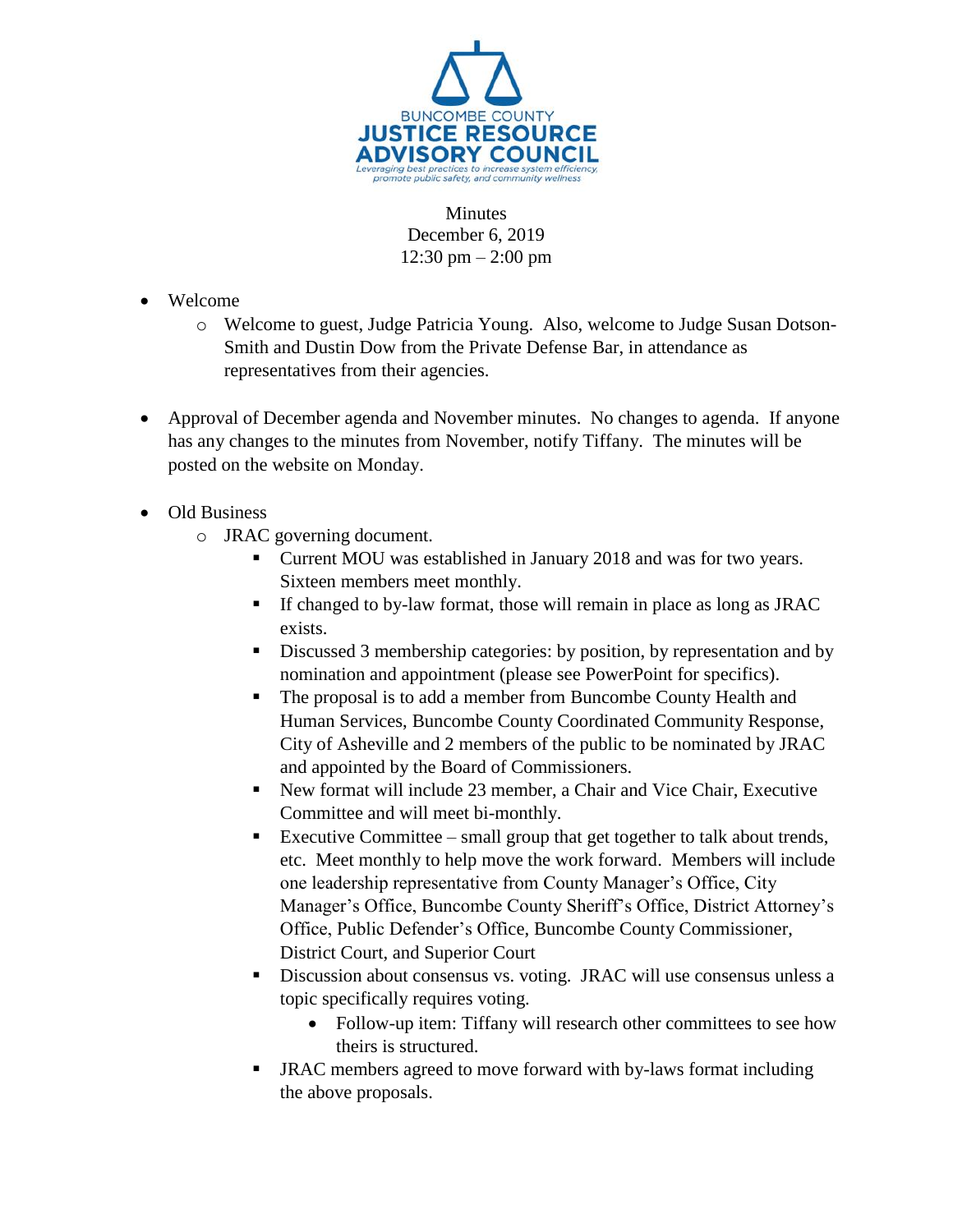BUNCOMBE COUNTY
**JUSTICE RESOURCE ADVISORY COUNCIL**
*Leveraging best practices to increase system efficiency, promote public safety, and community wellness*

Minutes
December 6, 2019
12:30 pm – 2:00 pm

- Welcome
  - Welcome to guest, Judge Patricia Young. Also, welcome to Judge Susan Dotson-Smith and Dustin Dow from the Private Defense Bar, in attendance as representatives from their agencies.
- Approval of December agenda and November minutes. No changes to agenda. If anyone has any changes to the minutes from November, notify Tiffany. The minutes will be posted on the website on Monday.
- Old Business
  - JRAC governing document.
    - Current MOU was established in January 2018 and was for two years. Sixteen members meet monthly.
    - If changed to by-law format, those will remain in place as long as JRAC exists.
    - Discussed 3 membership categories: by position, by representation and by nomination and appointment (please see PowerPoint for specifics).
    - The proposal is to add a member from Buncombe County Health and Human Services, Buncombe County Coordinated Community Response, City of Asheville and 2 members of the public to be nominated by JRAC and appointed by the Board of Commissioners.
    - New format will include 23 member, a Chair and Vice Chair, Executive Committee and will meet bi-monthly.
    - Executive Committee – small group that get together to talk about trends, etc. Meet monthly to help move the work forward. Members will include one leadership representative from County Manager's Office, City Manager's Office, Buncombe County Sheriff's Office, District Attorney's Office, Public Defender's Office, Buncombe County Commissioner, District Court, and Superior Court
    - Discussion about consensus vs. voting. JRAC will use consensus unless a topic specifically requires voting.
      - Follow-up item: Tiffany will research other committees to see how theirs is structured.
    - JRAC members agreed to move forward with by-laws format including the above proposals.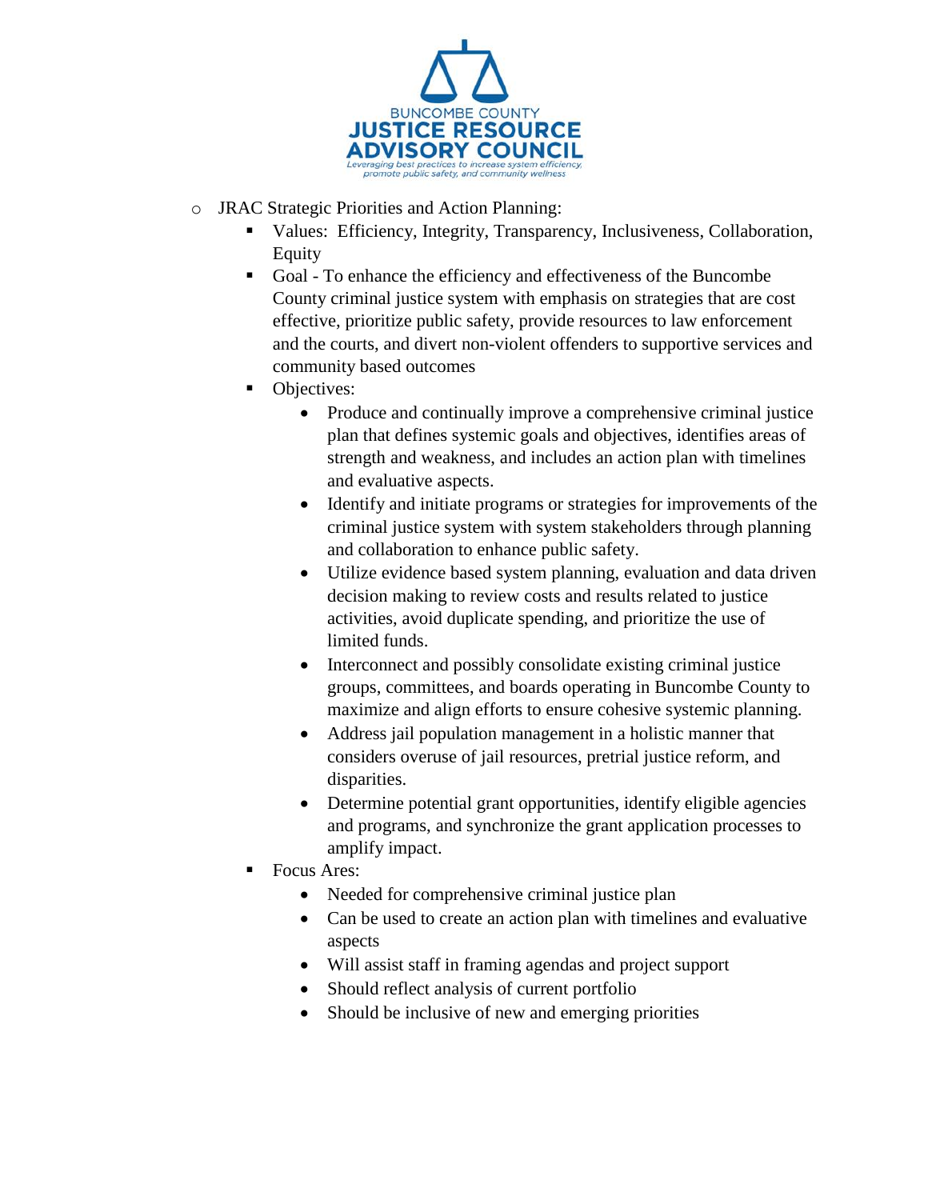- JRAC Strategic Priorities and Action Planning:
  - Values: Efficiency, Integrity, Transparency, Inclusiveness, Collaboration, Equity
  - Goal - To enhance the efficiency and effectiveness of the Buncombe County criminal justice system with emphasis on strategies that are cost effective, prioritize public safety, provide resources to law enforcement and the courts, and divert non-violent offenders to supportive services and community based outcomes
  - Objectives:
    - Produce and continually improve a comprehensive criminal justice plan that defines systemic goals and objectives, identifies areas of strength and weakness, and includes an action plan with timelines and evaluative aspects.
    - Identify and initiate programs or strategies for improvements of the criminal justice system with system stakeholders through planning and collaboration to enhance public safety.
    - Utilize evidence based system planning, evaluation and data driven decision making to review costs and results related to justice activities, avoid duplicate spending, and prioritize the use of limited funds.
    - Interconnect and possibly consolidate existing criminal justice groups, committees, and boards operating in Buncombe County to maximize and align efforts to ensure cohesive systemic planning.
    - Address jail population management in a holistic manner that considers overuse of jail resources, pretrial justice reform, and disparities.
    - Determine potential grant opportunities, identify eligible agencies and programs, and synchronize the grant application processes to amplify impact.
  - Focus Ares:
    - Needed for comprehensive criminal justice plan
    - Can be used to create an action plan with timelines and evaluative aspects
    - Will assist staff in framing agendas and project support
    - Should reflect analysis of current portfolio
    - Should be inclusive of new and emerging priorities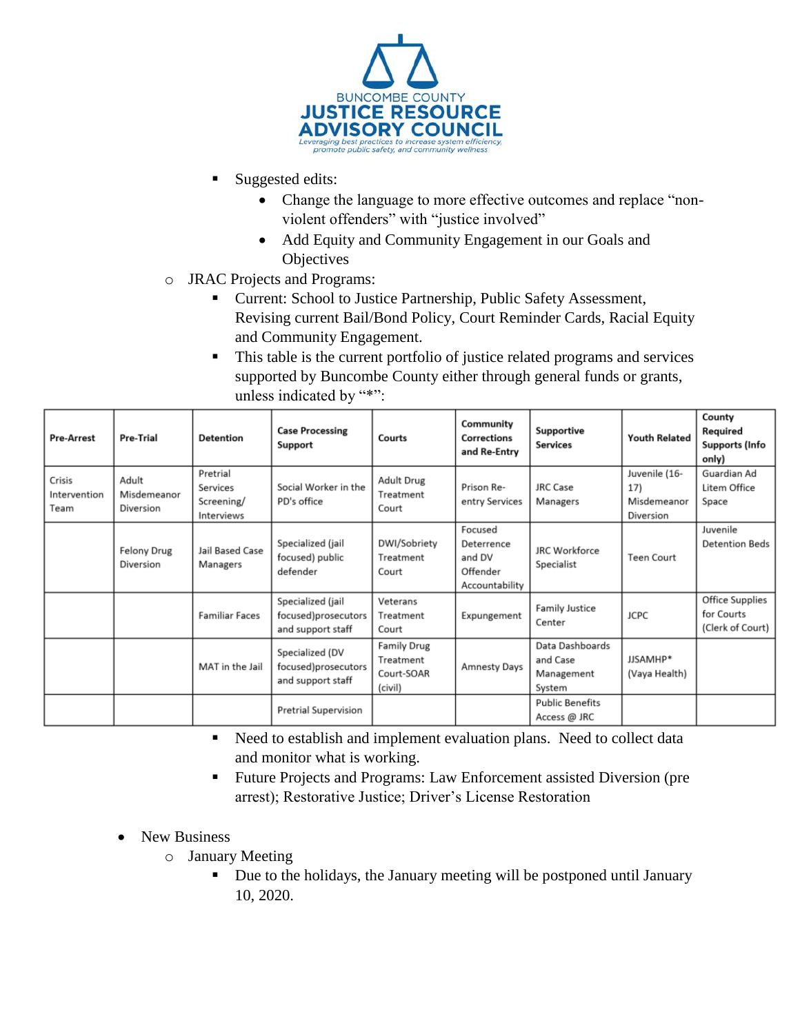BUNCOMBE COUNTY
JUSTICE RESOURCE ADVISORY COUNCIL
*Leveraging best practices to increase system efficiency, promote public safety, and community wellness*

- Suggested edits:
  - Change the language to more effective outcomes and replace "non-violent offenders" with "justice involved"
  - Add Equity and Community Engagement in our Goals and Objectives
- JRAC Projects and Programs:
  - Current: School to Justice Partnership, Public Safety Assessment, Revising current Bail/Bond Policy, Court Reminder Cards, Racial Equity and Community Engagement.
  - This table is the current portfolio of justice related programs and services supported by Buncombe County either through general funds or grants, unless indicated by "*":

| Pre-Arrest | Pre-Trial | Detention | Case Processing Support | Courts | Community Corrections and Re-Entry | Supportive Services | Youth Related | County Required Supports (Info only) |
|---|---|---|---|---|---|---|---|---|
| Crisis Intervention Team | Adult Misdemeanor Diversion | Pretrial Services Screening/ Interviews | Social Worker in the PD's office | Adult Drug Treatment Court | Prison Re-entry Services | JRC Case Managers | Juvenile (16-17) Misdemeanor Diversion | Guardian Ad Litem Office Space |
| | Felony Drug Diversion | Jail Based Case Managers | Specialized (jail focused) public defender | DWI/Sobriety Treatment Court | Focused Deterrence and DV Offender Accountability | JRC Workforce Specialist | Teen Court | Juvenile Detention Beds |
| | | Familiar Faces | Specialized (jail focused)prosecutors and support staff | Veterans Treatment Court | Expungement | Family Justice Center | JCPC | Office Supplies for Courts (Clerk of Court) |
| | | MAT in the Jail | Specialized (DV focused)prosecutors and support staff | Family Drug Treatment Court-SOAR (civil) | Amnesty Days | Data Dashboards and Case Management System | JJSAMHP* (Vaya Health) | |
| | | | Pretrial Supervision | | | Public Benefits Access @ JRC | | |

  - Need to establish and implement evaluation plans. Need to collect data and monitor what is working.
  - Future Projects and Programs: Law Enforcement assisted Diversion (pre arrest); Restorative Justice; Driver's License Restoration

- New Business
  - January Meeting
    - Due to the holidays, the January meeting will be postponed until January 10, 2020.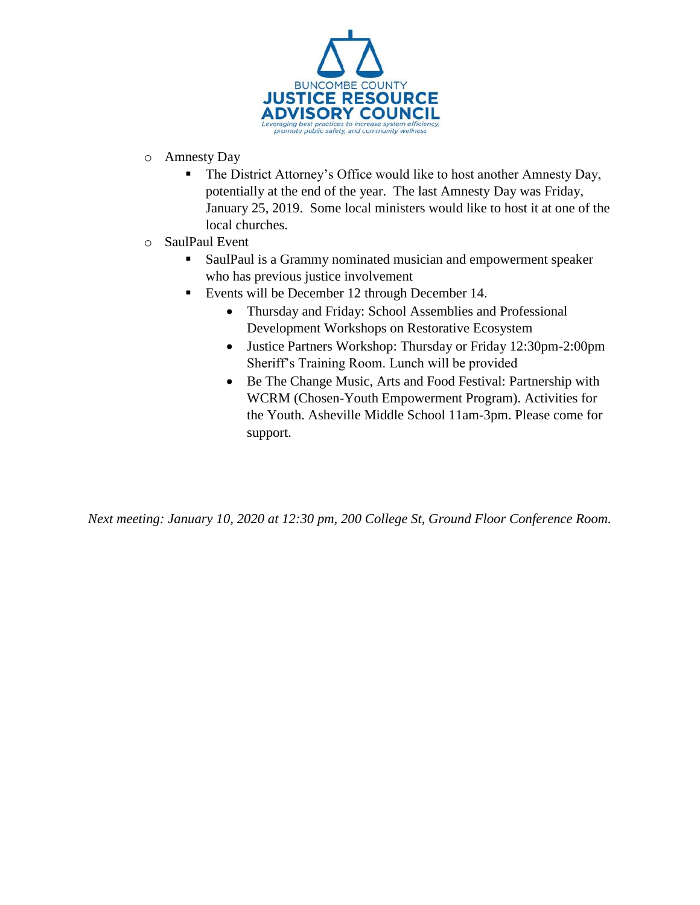BUNCOMBE COUNTY
**JUSTICE RESOURCE ADVISORY COUNCIL**
*Leveraging best practices to increase system efficiency, promote public safety, and community wellness*

- Amnesty Day
  - The District Attorney's Office would like to host another Amnesty Day, potentially at the end of the year. The last Amnesty Day was Friday, January 25, 2019. Some local ministers would like to host it at one of the local churches.
- SaulPaul Event
  - SaulPaul is a Grammy nominated musician and empowerment speaker who has previous justice involvement
  - Events will be December 12 through December 14.
    - Thursday and Friday: School Assemblies and Professional Development Workshops on Restorative Ecosystem
    - Justice Partners Workshop: Thursday or Friday 12:30pm-2:00pm Sheriff's Training Room. Lunch will be provided
    - Be The Change Music, Arts and Food Festival: Partnership with WCRM (Chosen-Youth Empowerment Program). Activities for the Youth. Asheville Middle School 11am-3pm. Please come for support.

*Next meeting: January 10, 2020 at 12:30 pm, 200 College St, Ground Floor Conference Room.*